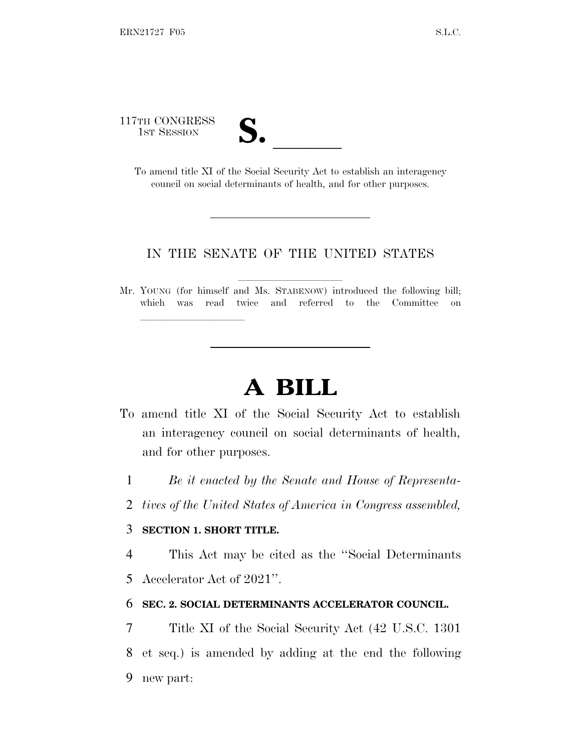117TH CONGRESS
1ST SESSION

# S. \_\_\_\_\_\_

To amend title XI of the Social Security Act to establish an interagency council on social determinants of health, and for other purposes.

IN THE SENATE OF THE UNITED STATES

Mr. YOUNG (for himself and Ms. STABENOW) introduced the following bill; which was read twice and referred to the Committee on \_\_\_\_\_\_\_\_\_\_\_\_\_\_

# A BILL

To amend title XI of the Social Security Act to establish an interagency council on social determinants of health, and for other purposes.

1 *Be it enacted by the Senate and House of Representa-*
2 *tives of the United States of America in Congress assembled,*

3 **SECTION 1. SHORT TITLE.**

4 This Act may be cited as the ''Social Determinants
5 Accelerator Act of 2021''.

6 **SEC. 2. SOCIAL DETERMINANTS ACCELERATOR COUNCIL.**

7 Title XI of the Social Security Act (42 U.S.C. 1301
8 et seq.) is amended by adding at the end the following
9 new part: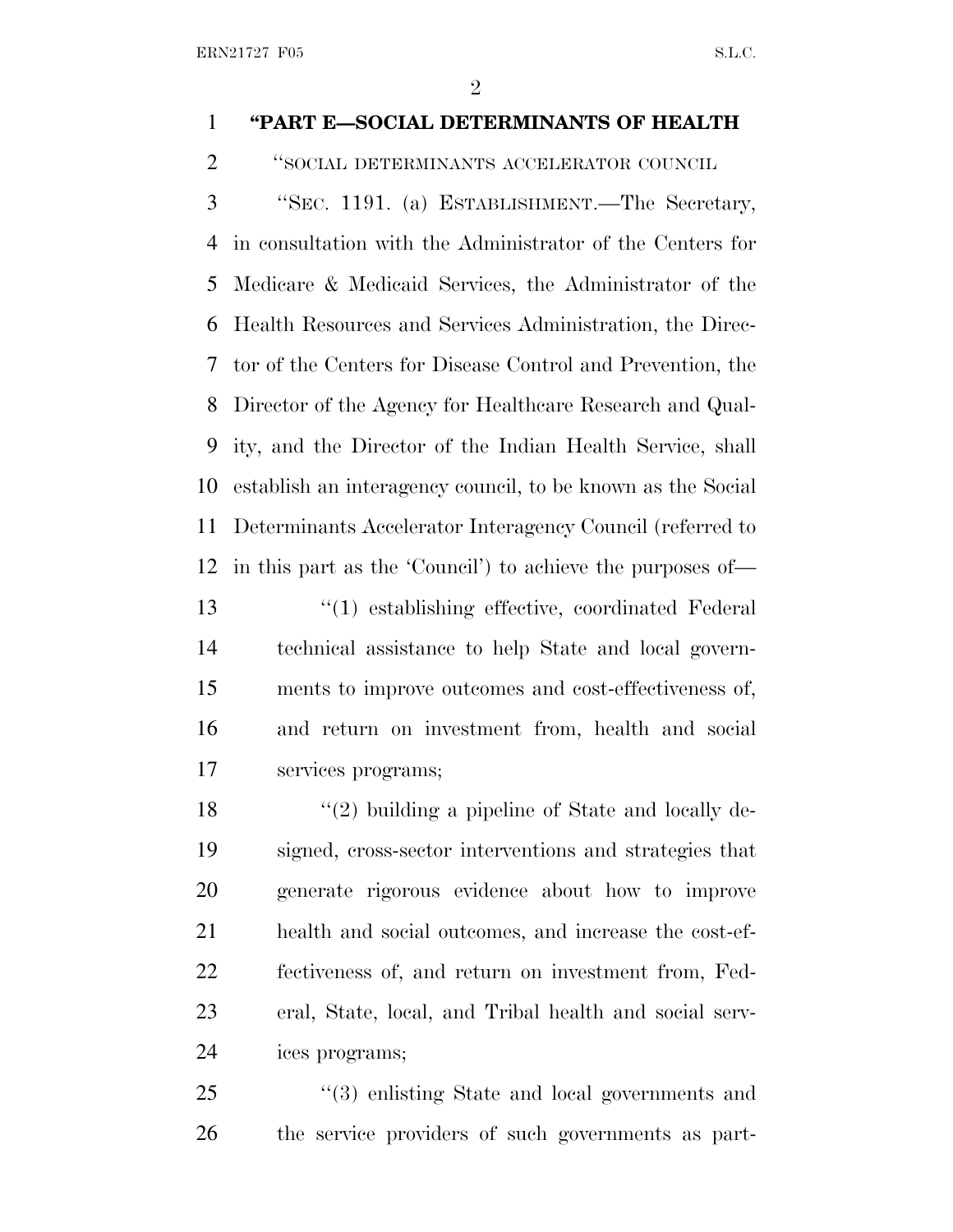**"PART E—SOCIAL DETERMINANTS OF HEALTH**

"SOCIAL DETERMINANTS ACCELERATOR COUNCIL

"SEC. 1191. (a) ESTABLISHMENT.—The Secretary, in consultation with the Administrator of the Centers for Medicare & Medicaid Services, the Administrator of the Health Resources and Services Administration, the Director of the Centers for Disease Control and Prevention, the Director of the Agency for Healthcare Research and Quality, and the Director of the Indian Health Service, shall establish an interagency council, to be known as the Social Determinants Accelerator Interagency Council (referred to in this part as the 'Council') to achieve the purposes of—

"(1) establishing effective, coordinated Federal technical assistance to help State and local governments to improve outcomes and cost-effectiveness of, and return on investment from, health and social services programs;

"(2) building a pipeline of State and locally designed, cross-sector interventions and strategies that generate rigorous evidence about how to improve health and social outcomes, and increase the cost-effectiveness of, and return on investment from, Federal, State, local, and Tribal health and social services programs;

"(3) enlisting State and local governments and the service providers of such governments as part-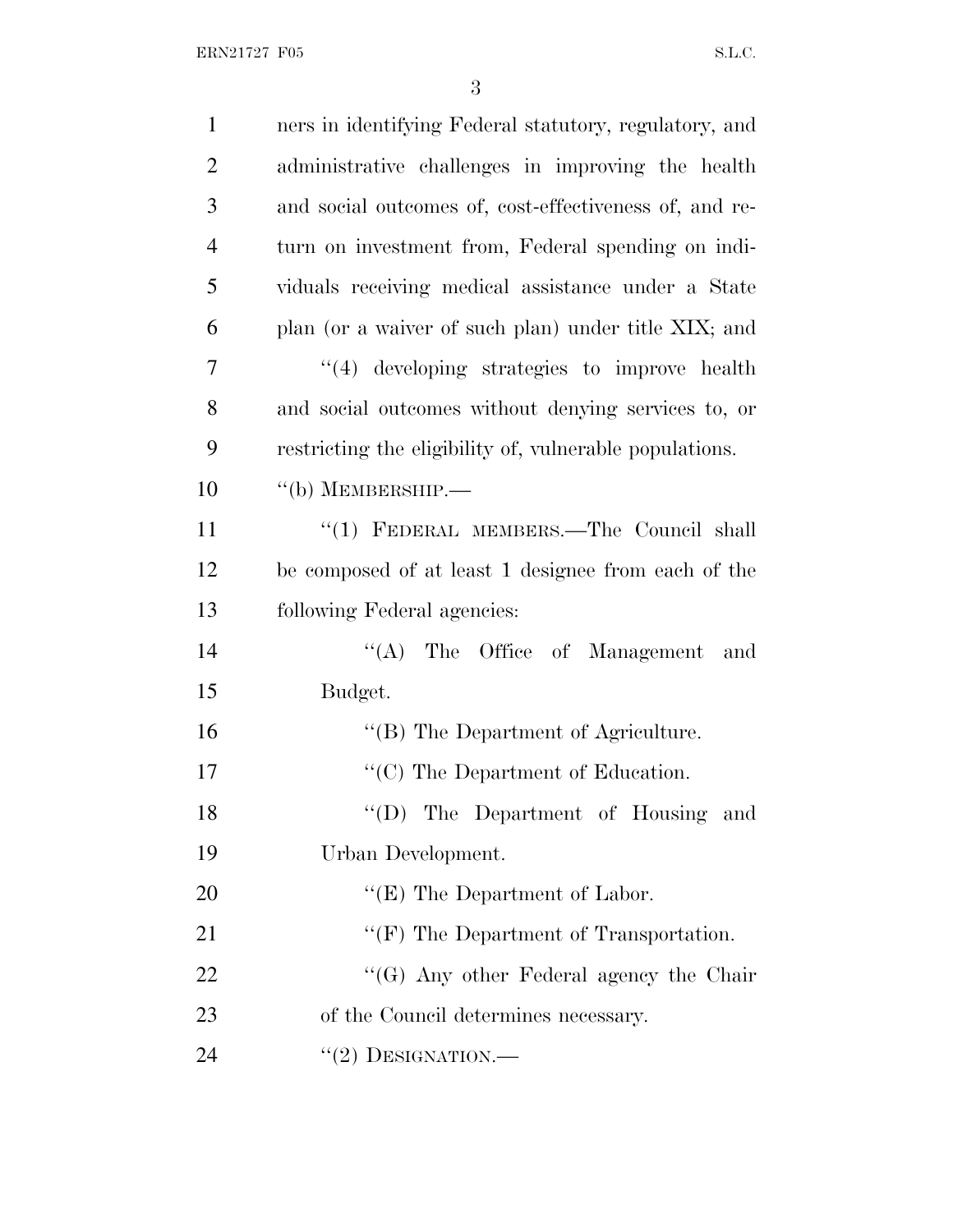ners in identifying Federal statutory, regulatory, and administrative challenges in improving the health and social outcomes of, cost-effectiveness of, and return on investment from, Federal spending on individuals receiving medical assistance under a State plan (or a waiver of such plan) under title XIX; and

''(4) developing strategies to improve health and social outcomes without denying services to, or restricting the eligibility of, vulnerable populations.

''(b) MEMBERSHIP.—

''(1) FEDERAL MEMBERS.—The Council shall be composed of at least 1 designee from each of the following Federal agencies:

''(A) The Office of Management and Budget.

''(B) The Department of Agriculture.

''(C) The Department of Education.

''(D) The Department of Housing and Urban Development.

''(E) The Department of Labor.

''(F) The Department of Transportation.

''(G) Any other Federal agency the Chair of the Council determines necessary.

''(2) DESIGNATION.—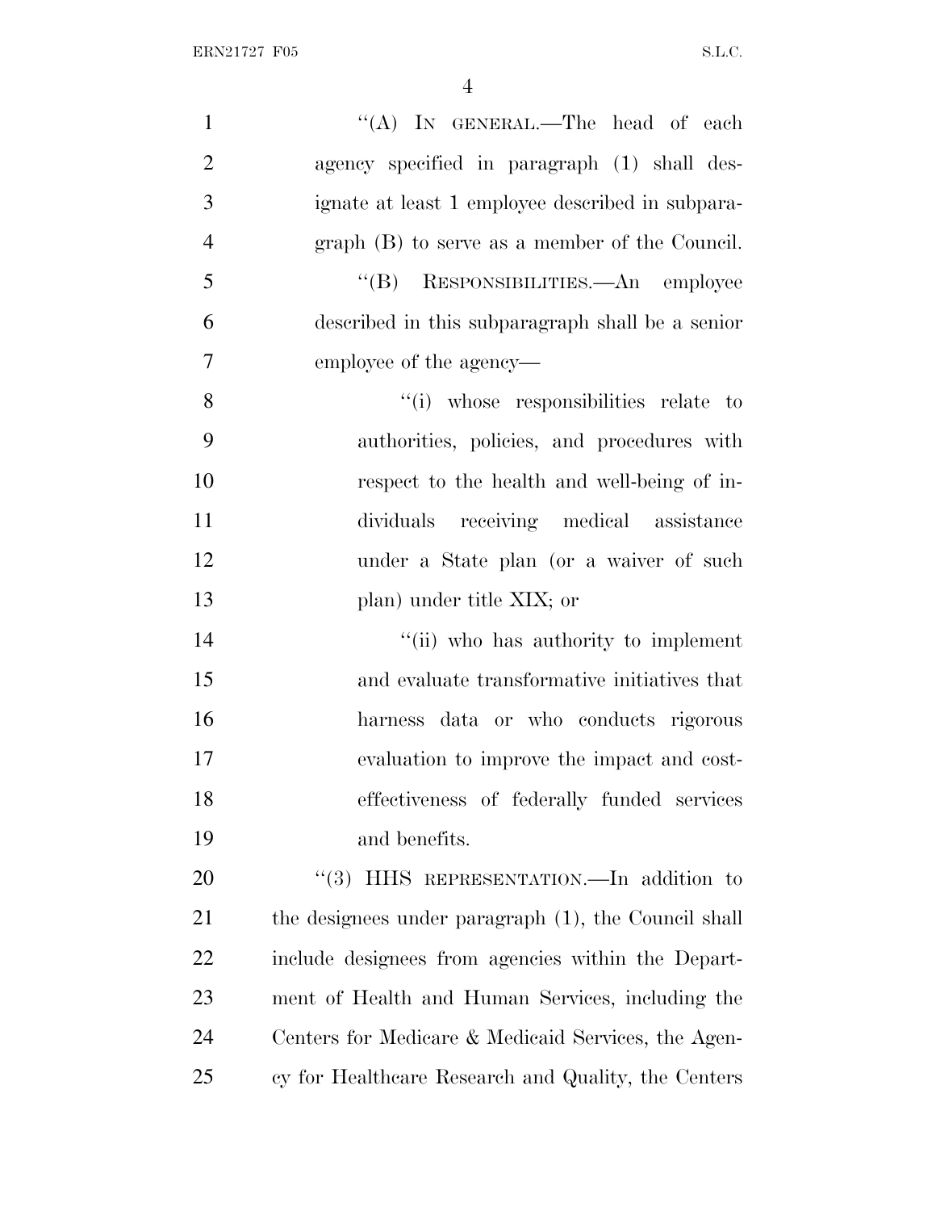"(A) IN GENERAL.—The head of each agency specified in paragraph (1) shall designate at least 1 employee described in subparagraph (B) to serve as a member of the Council.

"(B) RESPONSIBILITIES.—An employee described in this subparagraph shall be a senior employee of the agency—

"(i) whose responsibilities relate to authorities, policies, and procedures with respect to the health and well-being of individuals receiving medical assistance under a State plan (or a waiver of such plan) under title XIX; or

"(ii) who has authority to implement and evaluate transformative initiatives that harness data or who conducts rigorous evaluation to improve the impact and cost-effectiveness of federally funded services and benefits.

"(3) HHS REPRESENTATION.—In addition to the designees under paragraph (1), the Council shall include designees from agencies within the Department of Health and Human Services, including the Centers for Medicare & Medicaid Services, the Agency for Healthcare Research and Quality, the Centers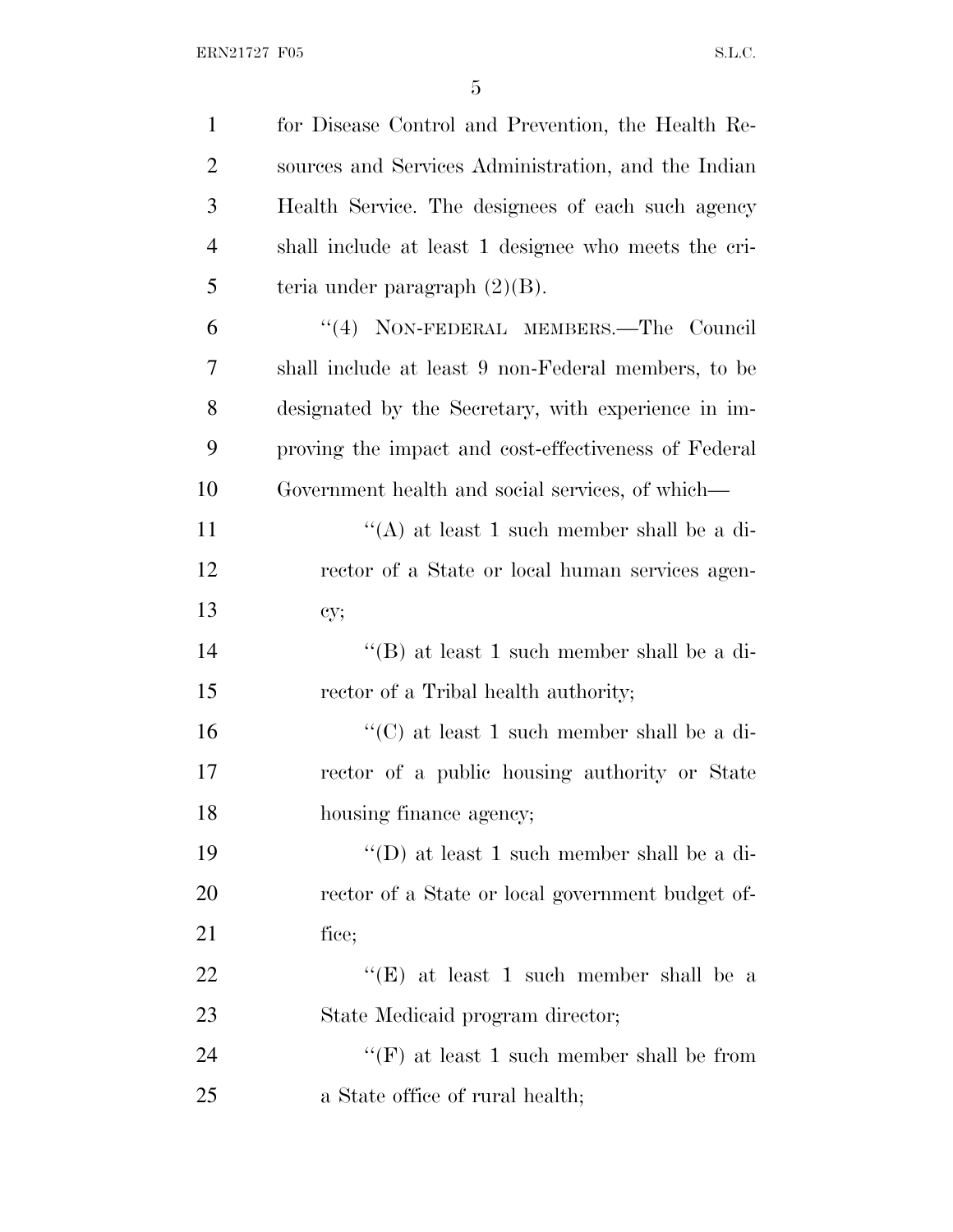for Disease Control and Prevention, the Health Resources and Services Administration, and the Indian Health Service. The designees of each such agency shall include at least 1 designee who meets the criteria under paragraph (2)(B).

"(4) NON-FEDERAL MEMBERS.—The Council shall include at least 9 non-Federal members, to be designated by the Secretary, with experience in improving the impact and cost-effectiveness of Federal Government health and social services, of which—

"(A) at least 1 such member shall be a director of a State or local human services agency;

"(B) at least 1 such member shall be a director of a Tribal health authority;

"(C) at least 1 such member shall be a director of a public housing authority or State housing finance agency;

"(D) at least 1 such member shall be a director of a State or local government budget office;

"(E) at least 1 such member shall be a State Medicaid program director;

"(F) at least 1 such member shall be from a State office of rural health;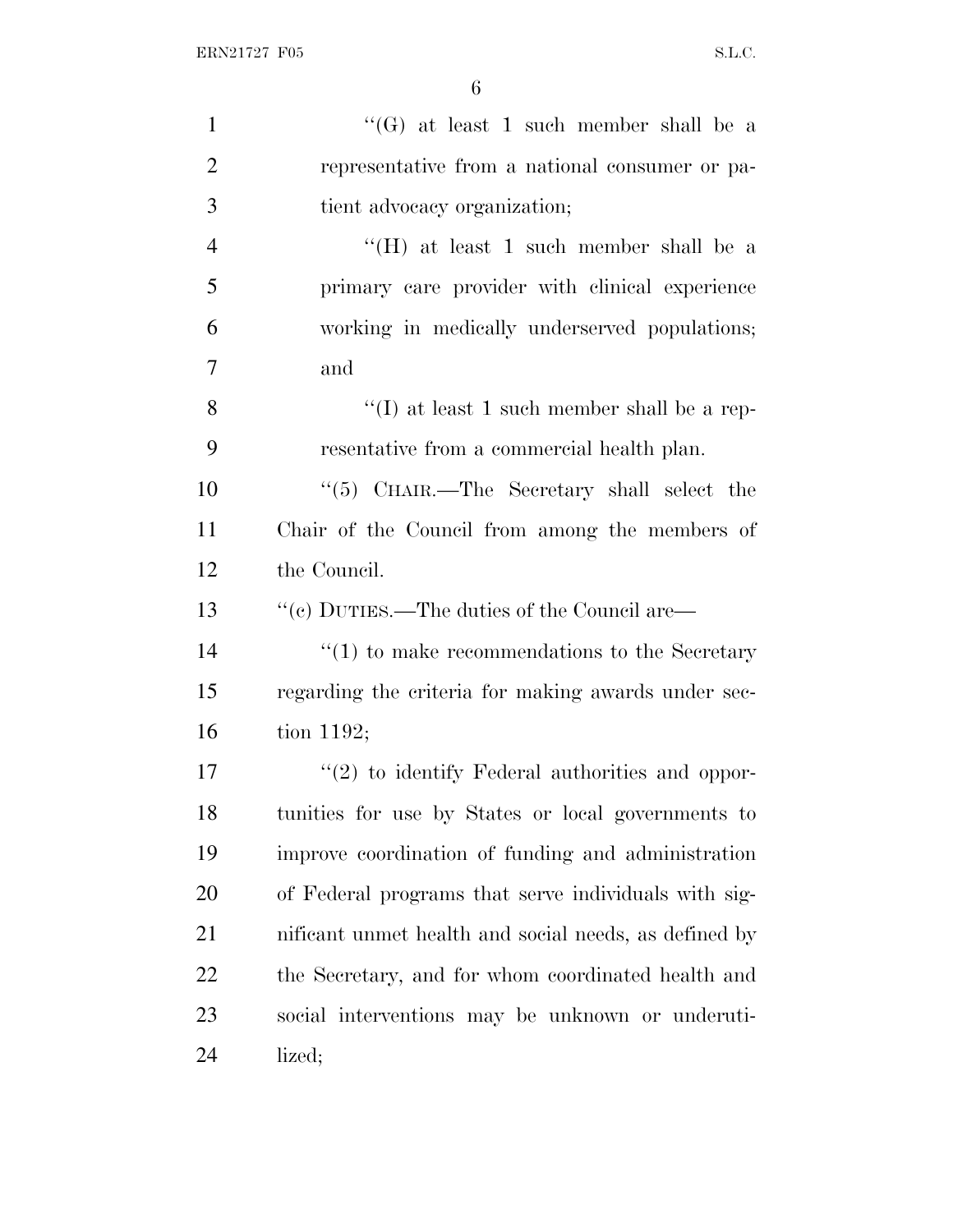''(G) at least 1 such member shall be a representative from a national consumer or patient advocacy organization;

''(H) at least 1 such member shall be a primary care provider with clinical experience working in medically underserved populations; and

''(I) at least 1 such member shall be a representative from a commercial health plan.

''(5) CHAIR.—The Secretary shall select the Chair of the Council from among the members of the Council.

''(c) DUTIES.—The duties of the Council are—

''(1) to make recommendations to the Secretary regarding the criteria for making awards under section 1192;

''(2) to identify Federal authorities and opportunities for use by States or local governments to improve coordination of funding and administration of Federal programs that serve individuals with significant unmet health and social needs, as defined by the Secretary, and for whom coordinated health and social interventions may be unknown or underutilized;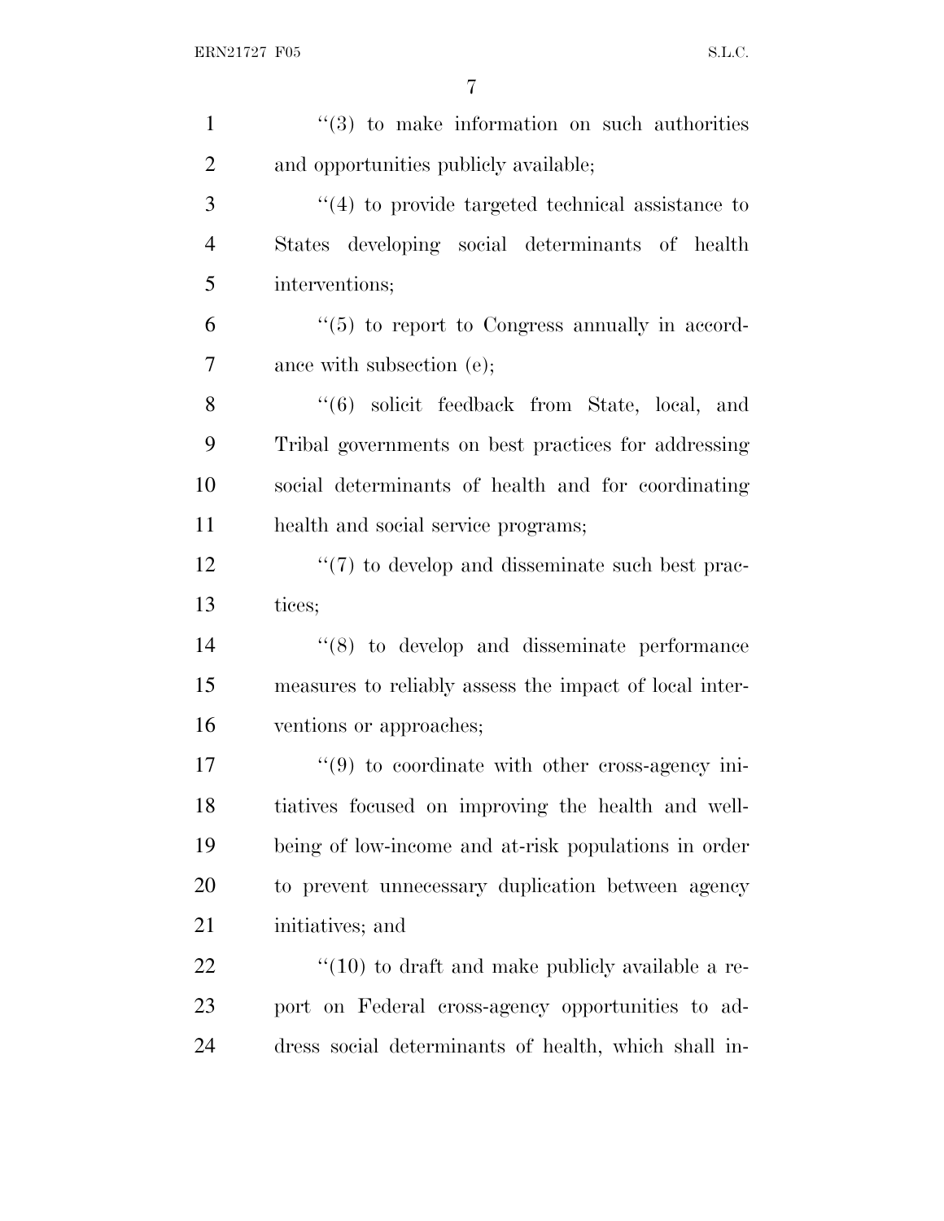''(3) to make information on such authorities and opportunities publicly available;

''(4) to provide targeted technical assistance to States developing social determinants of health interventions;

''(5) to report to Congress annually in accordance with subsection (e);

''(6) solicit feedback from State, local, and Tribal governments on best practices for addressing social determinants of health and for coordinating health and social service programs;

''(7) to develop and disseminate such best practices;

''(8) to develop and disseminate performance measures to reliably assess the impact of local interventions or approaches;

''(9) to coordinate with other cross-agency initiatives focused on improving the health and well-being of low-income and at-risk populations in order to prevent unnecessary duplication between agency initiatives; and

''(10) to draft and make publicly available a report on Federal cross-agency opportunities to address social determinants of health, which shall in-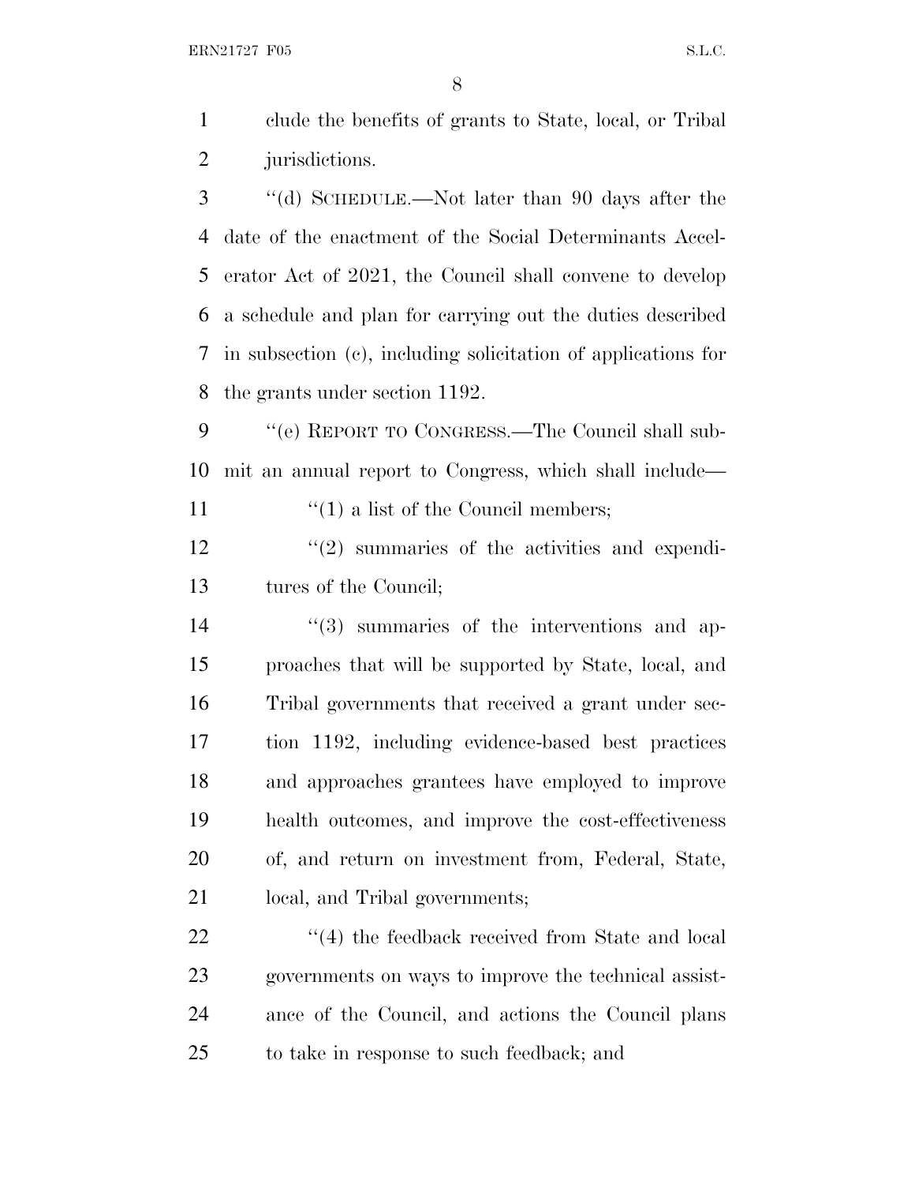clude the benefits of grants to State, local, or Tribal jurisdictions.

''(d) SCHEDULE.—Not later than 90 days after the date of the enactment of the Social Determinants Accelerator Act of 2021, the Council shall convene to develop a schedule and plan for carrying out the duties described in subsection (c), including solicitation of applications for the grants under section 1192.

''(e) REPORT TO CONGRESS.—The Council shall submit an annual report to Congress, which shall include—

''(1) a list of the Council members;

''(2) summaries of the activities and expenditures of the Council;

''(3) summaries of the interventions and approaches that will be supported by State, local, and Tribal governments that received a grant under section 1192, including evidence-based best practices and approaches grantees have employed to improve health outcomes, and improve the cost-effectiveness of, and return on investment from, Federal, State, local, and Tribal governments;

''(4) the feedback received from State and local governments on ways to improve the technical assistance of the Council, and actions the Council plans to take in response to such feedback; and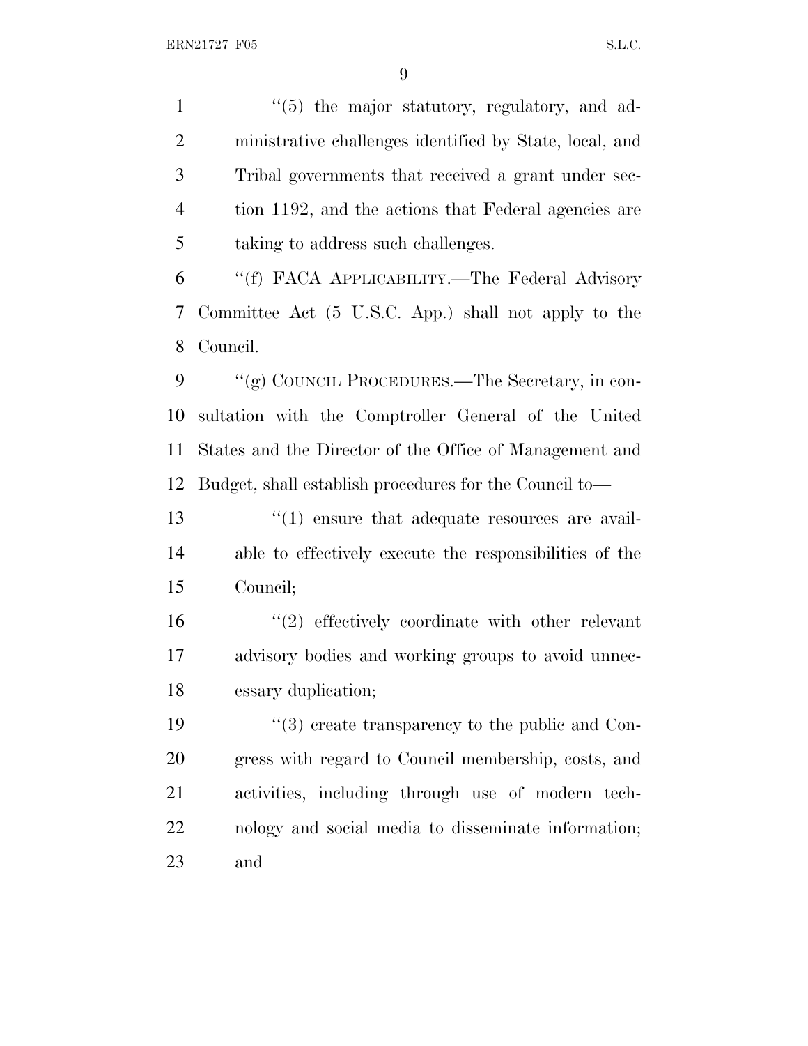''(5) the major statutory, regulatory, and administrative challenges identified by State, local, and Tribal governments that received a grant under section 1192, and the actions that Federal agencies are taking to address such challenges.

''(f) FACA APPLICABILITY.—The Federal Advisory Committee Act (5 U.S.C. App.) shall not apply to the Council.

''(g) COUNCIL PROCEDURES.—The Secretary, in consultation with the Comptroller General of the United States and the Director of the Office of Management and Budget, shall establish procedures for the Council to—

''(1) ensure that adequate resources are available to effectively execute the responsibilities of the Council;

''(2) effectively coordinate with other relevant advisory bodies and working groups to avoid unnecessary duplication;

''(3) create transparency to the public and Congress with regard to Council membership, costs, and activities, including through use of modern technology and social media to disseminate information; and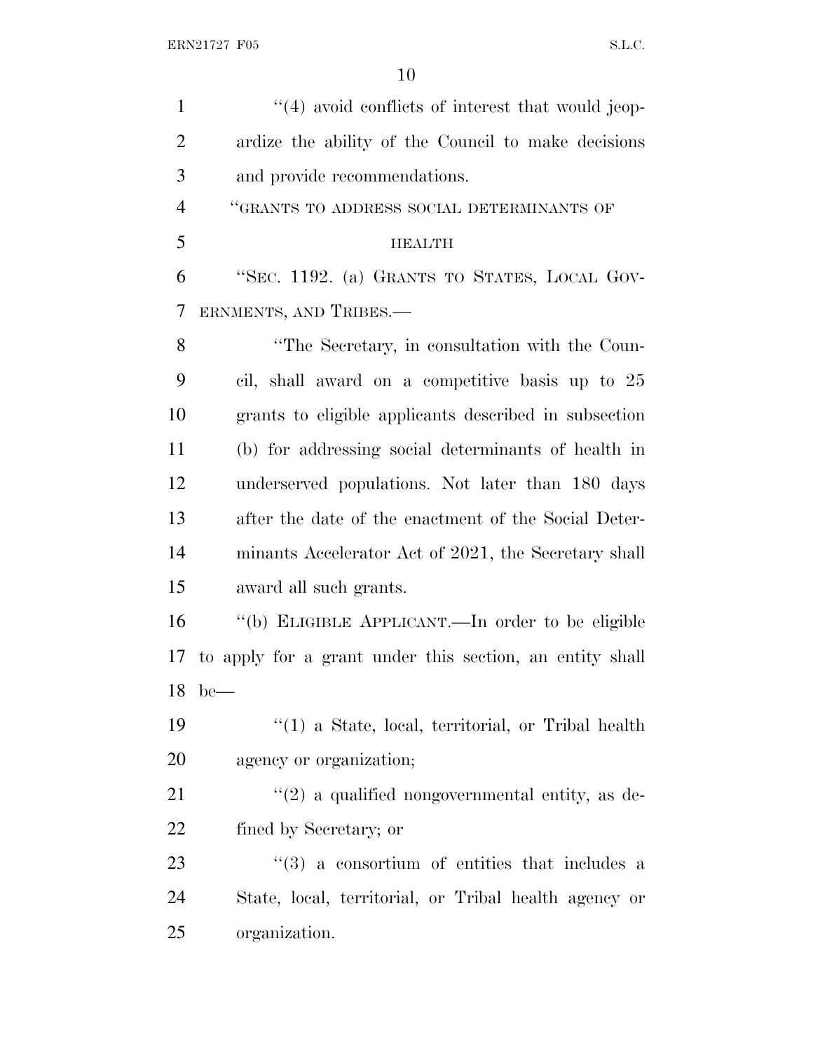''(4) avoid conflicts of interest that would jeopardize the ability of the Council to make decisions and provide recommendations.

''GRANTS TO ADDRESS SOCIAL DETERMINANTS OF HEALTH

''SEC. 1192. (a) GRANTS TO STATES, LOCAL GOVERNMENTS, AND TRIBES.—

''The Secretary, in consultation with the Council, shall award on a competitive basis up to 25 grants to eligible applicants described in subsection (b) for addressing social determinants of health in underserved populations. Not later than 180 days after the date of the enactment of the Social Determinants Accelerator Act of 2021, the Secretary shall award all such grants.

''(b) ELIGIBLE APPLICANT.—In order to be eligible to apply for a grant under this section, an entity shall be—

''(1) a State, local, territorial, or Tribal health agency or organization;

''(2) a qualified nongovernmental entity, as defined by Secretary; or

''(3) a consortium of entities that includes a State, local, territorial, or Tribal health agency or organization.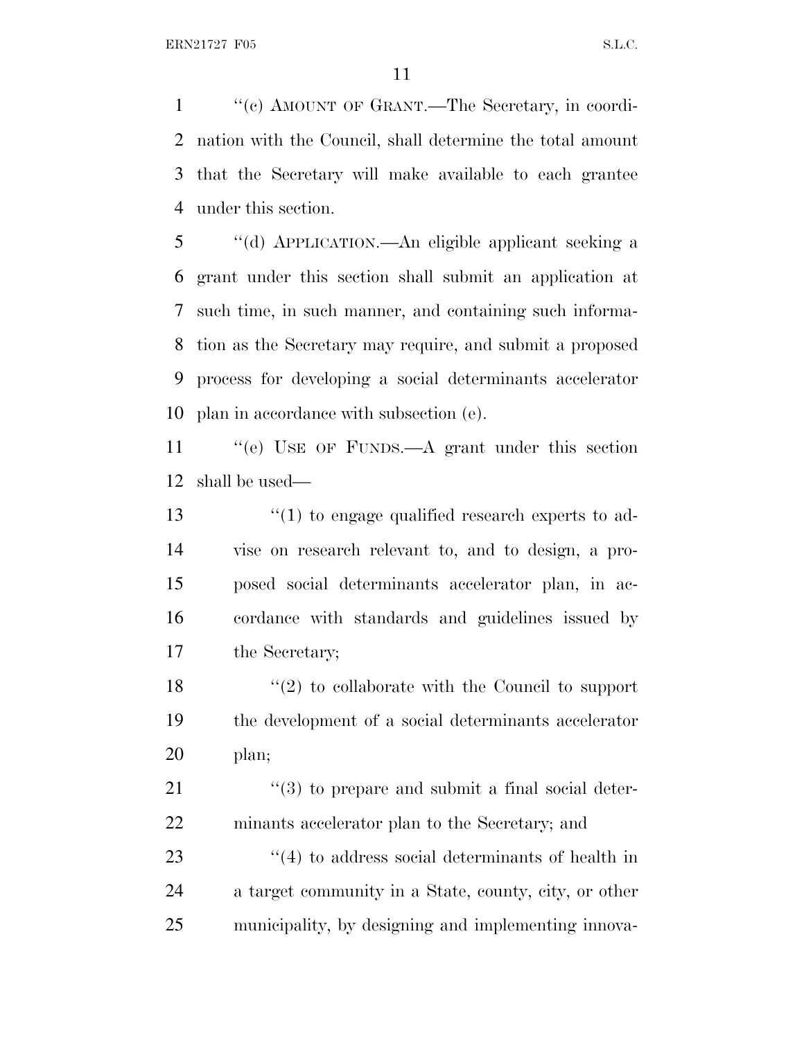"(c) AMOUNT OF GRANT.—The Secretary, in coordination with the Council, shall determine the total amount that the Secretary will make available to each grantee under this section.

"(d) APPLICATION.—An eligible applicant seeking a grant under this section shall submit an application at such time, in such manner, and containing such information as the Secretary may require, and submit a proposed process for developing a social determinants accelerator plan in accordance with subsection (e).

"(e) USE OF FUNDS.—A grant under this section shall be used—

"(1) to engage qualified research experts to advise on research relevant to, and to design, a proposed social determinants accelerator plan, in accordance with standards and guidelines issued by the Secretary;

"(2) to collaborate with the Council to support the development of a social determinants accelerator plan;

"(3) to prepare and submit a final social determinants accelerator plan to the Secretary; and

"(4) to address social determinants of health in a target community in a State, county, city, or other municipality, by designing and implementing innova-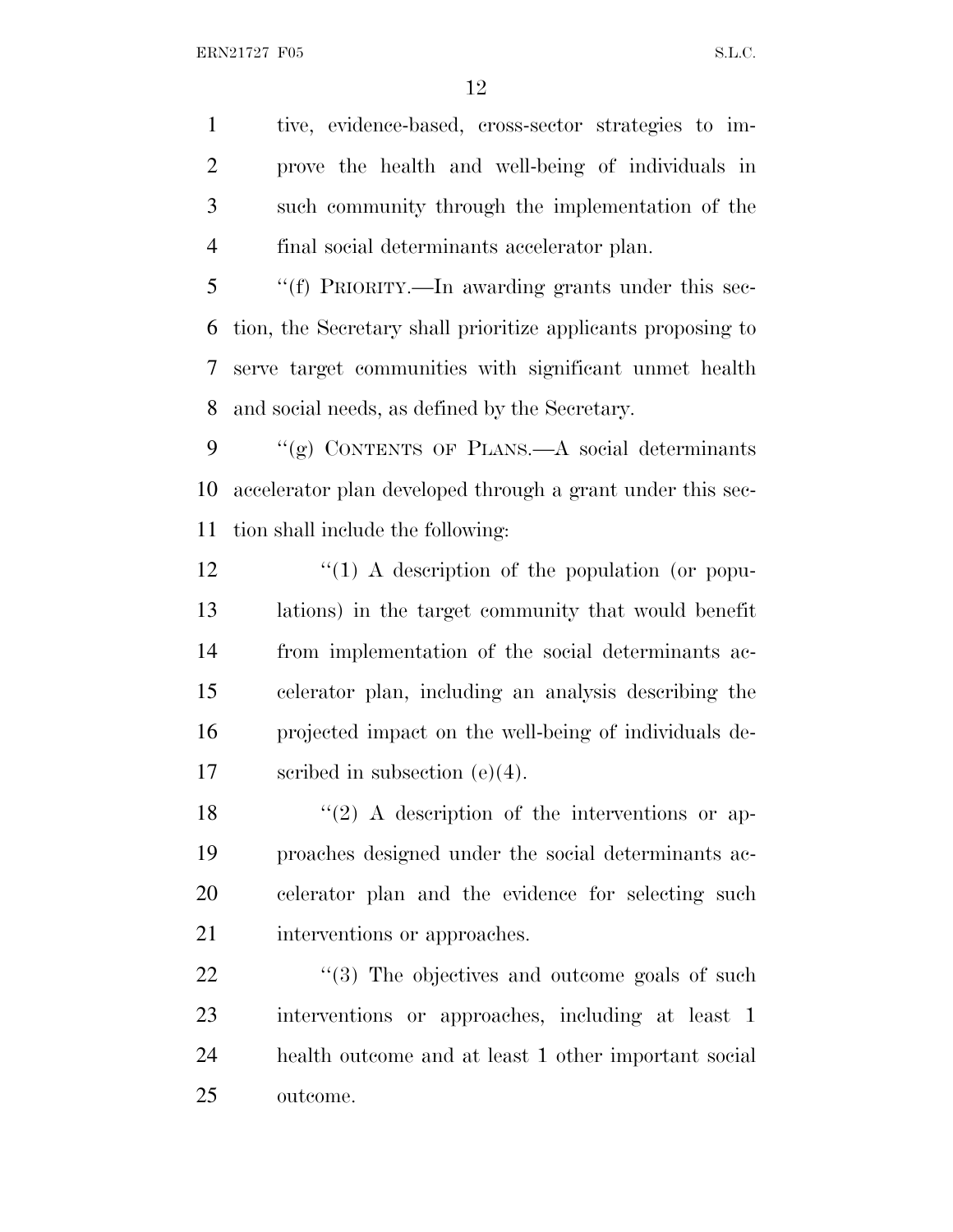tive, evidence-based, cross-sector strategies to improve the health and well-being of individuals in such community through the implementation of the final social determinants accelerator plan.

"(f) PRIORITY.—In awarding grants under this section, the Secretary shall prioritize applicants proposing to serve target communities with significant unmet health and social needs, as defined by the Secretary.

"(g) CONTENTS OF PLANS.—A social determinants accelerator plan developed through a grant under this section shall include the following:

"(1) A description of the population (or populations) in the target community that would benefit from implementation of the social determinants accelerator plan, including an analysis describing the projected impact on the well-being of individuals described in subsection (e)(4).

"(2) A description of the interventions or approaches designed under the social determinants accelerator plan and the evidence for selecting such interventions or approaches.

"(3) The objectives and outcome goals of such interventions or approaches, including at least 1 health outcome and at least 1 other important social outcome.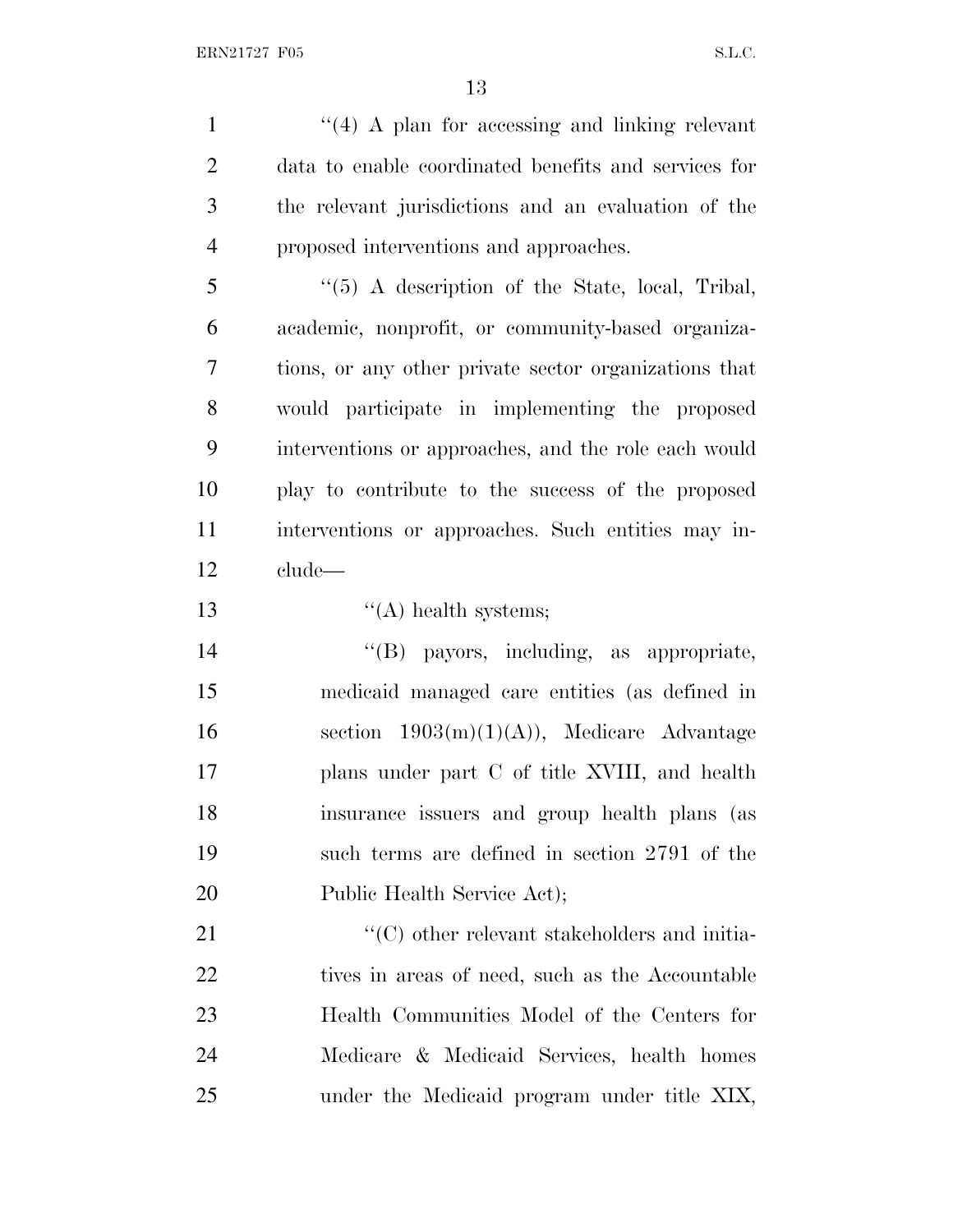"(4) A plan for accessing and linking relevant data to enable coordinated benefits and services for the relevant jurisdictions and an evaluation of the proposed interventions and approaches.

"(5) A description of the State, local, Tribal, academic, nonprofit, or community-based organizations, or any other private sector organizations that would participate in implementing the proposed interventions or approaches, and the role each would play to contribute to the success of the proposed interventions or approaches. Such entities may include—

"(A) health systems;

"(B) payors, including, as appropriate, medicaid managed care entities (as defined in section 1903(m)(1)(A)), Medicare Advantage plans under part C of title XVIII, and health insurance issuers and group health plans (as such terms are defined in section 2791 of the Public Health Service Act);

"(C) other relevant stakeholders and initiatives in areas of need, such as the Accountable Health Communities Model of the Centers for Medicare & Medicaid Services, health homes under the Medicaid program under title XIX,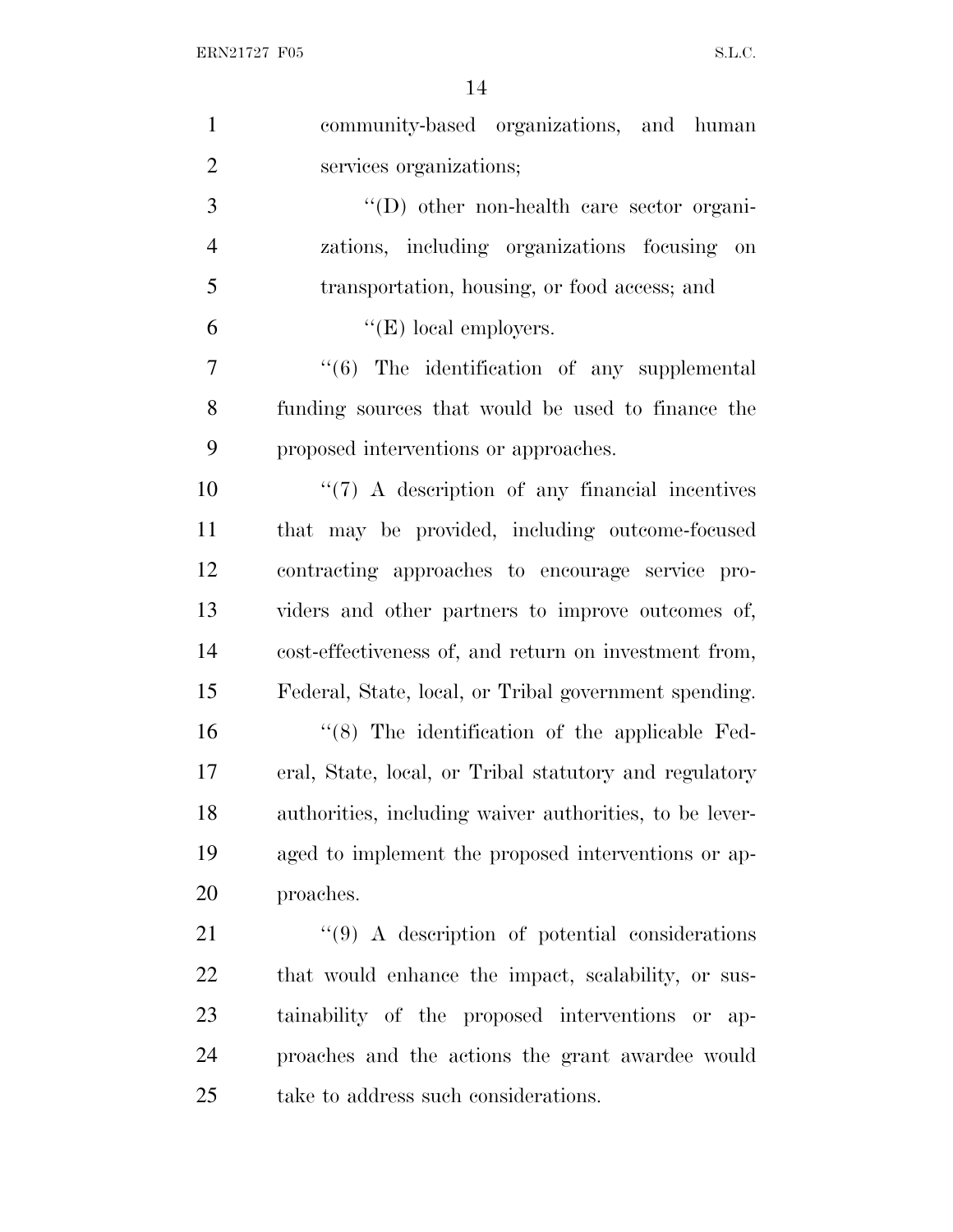community-based organizations, and human services organizations;

"(D) other non-health care sector organizations, including organizations focusing on transportation, housing, or food access; and

"(E) local employers.

"(6) The identification of any supplemental funding sources that would be used to finance the proposed interventions or approaches.

"(7) A description of any financial incentives that may be provided, including outcome-focused contracting approaches to encourage service providers and other partners to improve outcomes of, cost-effectiveness of, and return on investment from, Federal, State, local, or Tribal government spending.

"(8) The identification of the applicable Federal, State, local, or Tribal statutory and regulatory authorities, including waiver authorities, to be leveraged to implement the proposed interventions or approaches.

"(9) A description of potential considerations that would enhance the impact, scalability, or sustainability of the proposed interventions or approaches and the actions the grant awardee would take to address such considerations.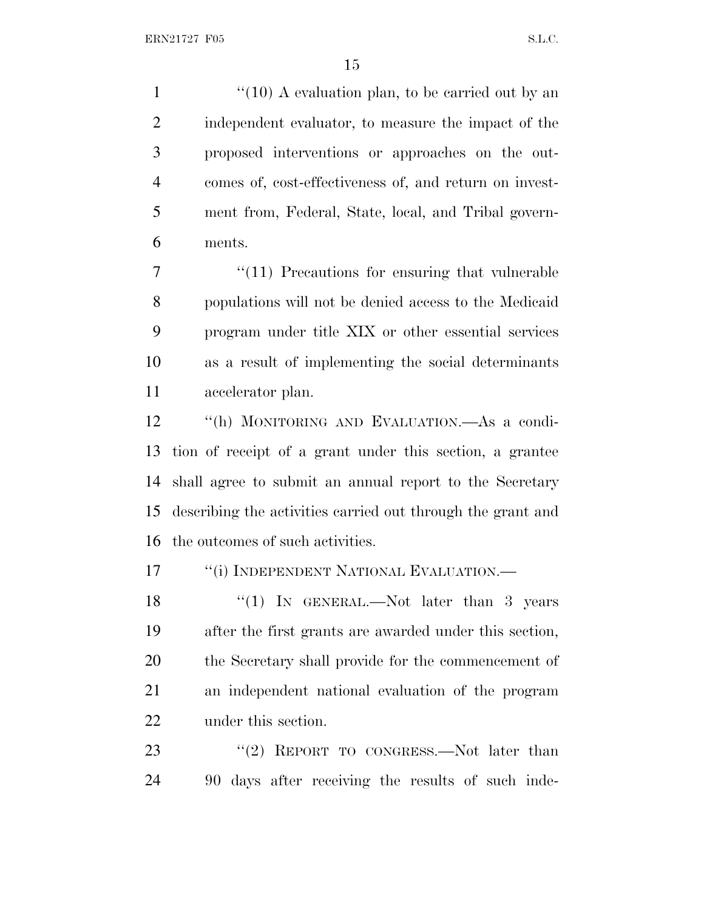"(10) A evaluation plan, to be carried out by an independent evaluator, to measure the impact of the proposed interventions or approaches on the outcomes of, cost-effectiveness of, and return on investment from, Federal, State, local, and Tribal governments.

"(11) Precautions for ensuring that vulnerable populations will not be denied access to the Medicaid program under title XIX or other essential services as a result of implementing the social determinants accelerator plan.

"(h) MONITORING AND EVALUATION.—As a condition of receipt of a grant under this section, a grantee shall agree to submit an annual report to the Secretary describing the activities carried out through the grant and the outcomes of such activities.

"(i) INDEPENDENT NATIONAL EVALUATION.—

"(1) IN GENERAL.—Not later than 3 years after the first grants are awarded under this section, the Secretary shall provide for the commencement of an independent national evaluation of the program under this section.

"(2) REPORT TO CONGRESS.—Not later than 90 days after receiving the results of such inde-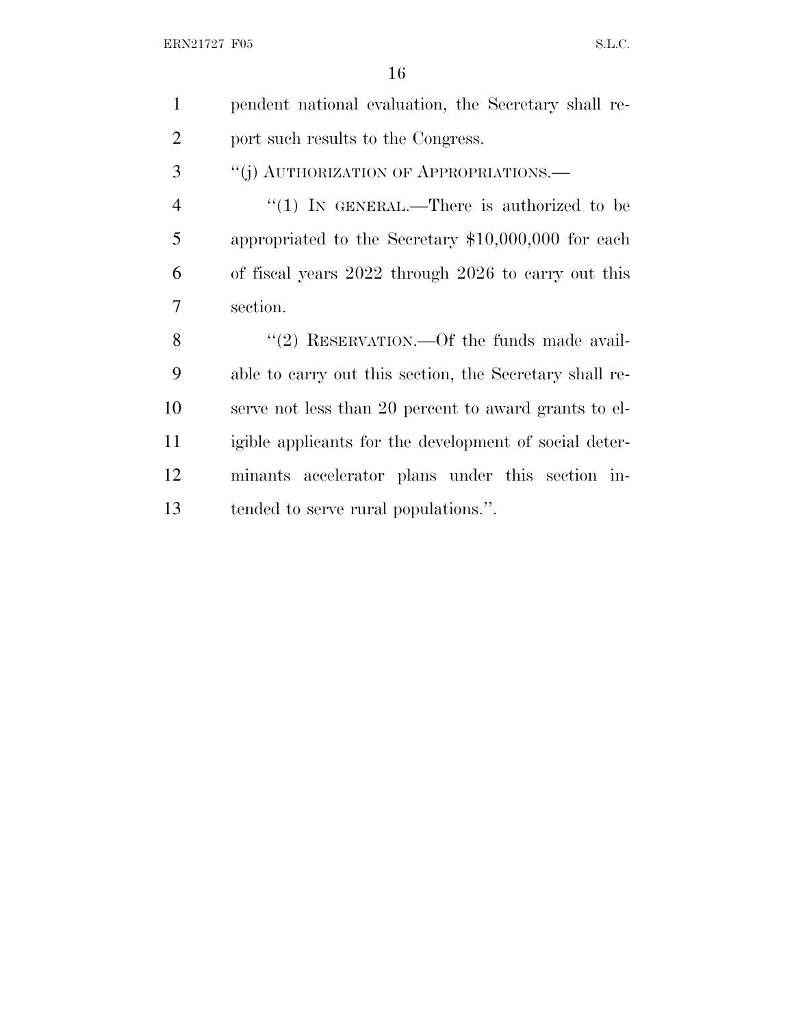pendent national evaluation, the Secretary shall report such results to the Congress.

''(j) AUTHORIZATION OF APPROPRIATIONS.—

''(1) IN GENERAL.—There is authorized to be appropriated to the Secretary $10,000,000 for each of fiscal years 2022 through 2026 to carry out this section.

''(2) RESERVATION.—Of the funds made available to carry out this section, the Secretary shall reserve not less than 20 percent to award grants to eligible applicants for the development of social determinants accelerator plans under this section intended to serve rural populations.''.